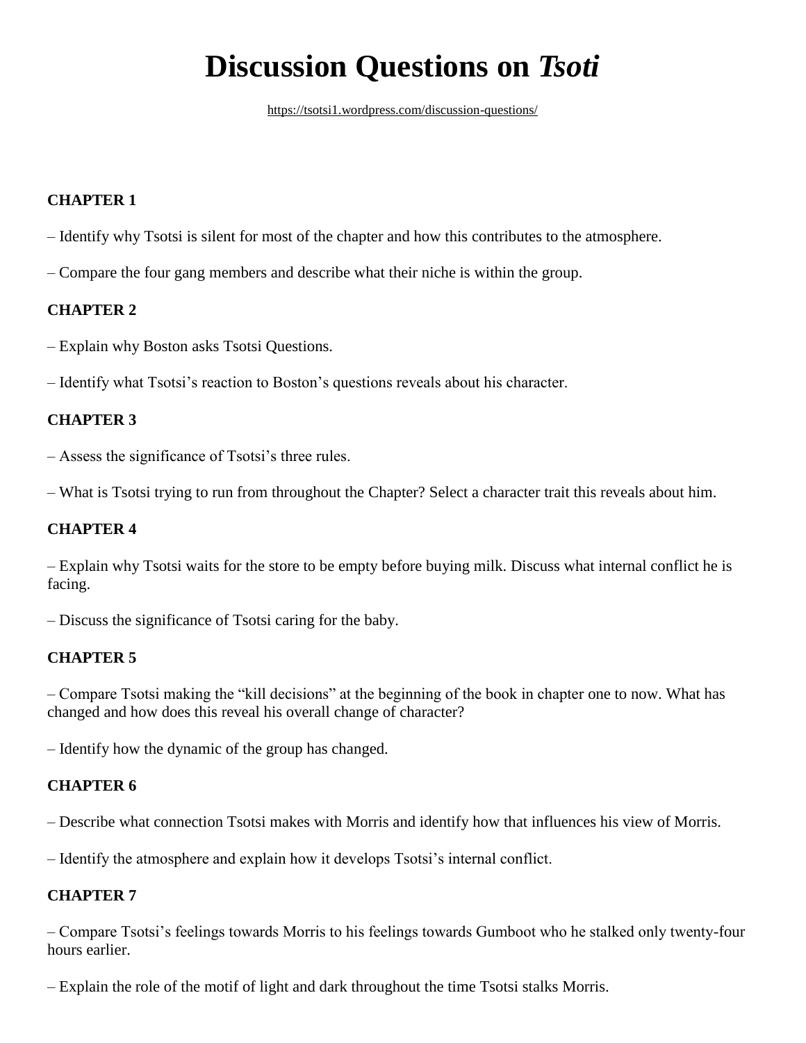# Discussion Questions on *Tsoti*

https://tsotsi1.wordpress.com/discussion-questions/

**CHAPTER 1**

– Identify why Tsotsi is silent for most of the chapter and how this contributes to the atmosphere.

– Compare the four gang members and describe what their niche is within the group.

**CHAPTER 2**

– Explain why Boston asks Tsotsi Questions.

– Identify what Tsotsi's reaction to Boston's questions reveals about his character.

**CHAPTER 3**

– Assess the significance of Tsotsi's three rules.

– What is Tsotsi trying to run from throughout the Chapter? Select a character trait this reveals about him.

**CHAPTER 4**

– Explain why Tsotsi waits for the store to be empty before buying milk. Discuss what internal conflict he is facing.

– Discuss the significance of Tsotsi caring for the baby.

**CHAPTER 5**

– Compare Tsotsi making the "kill decisions" at the beginning of the book in chapter one to now. What has changed and how does this reveal his overall change of character?

– Identify how the dynamic of the group has changed.

**CHAPTER 6**

– Describe what connection Tsotsi makes with Morris and identify how that influences his view of Morris.

– Identify the atmosphere and explain how it develops Tsotsi's internal conflict.

**CHAPTER 7**

– Compare Tsotsi's feelings towards Morris to his feelings towards Gumboot who he stalked only twenty-four hours earlier.

– Explain the role of the motif of light and dark throughout the time Tsotsi stalks Morris.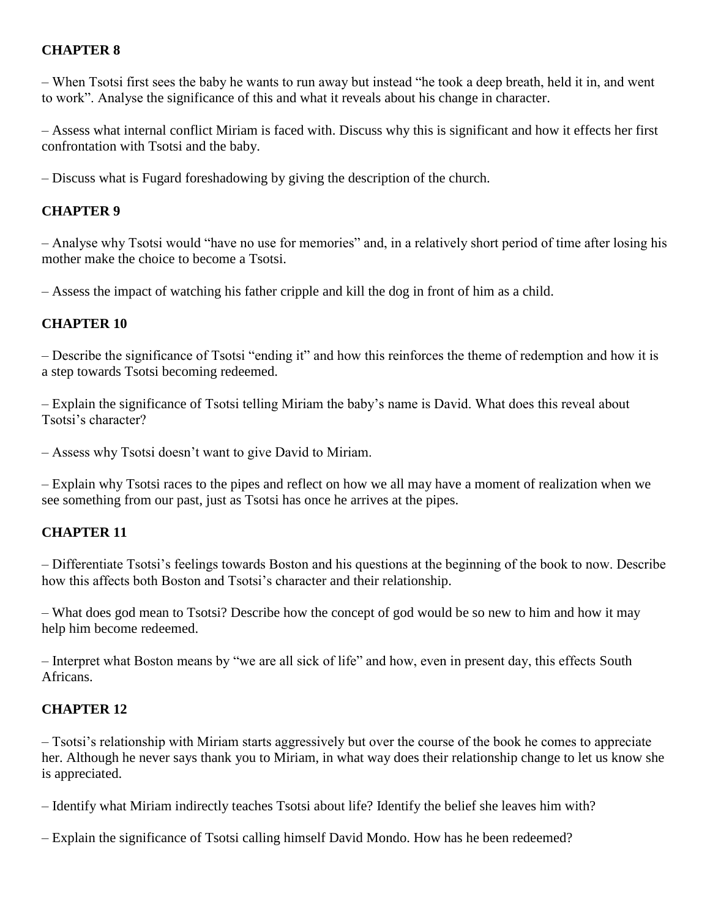## CHAPTER 8

– When Tsotsi first sees the baby he wants to run away but instead "he took a deep breath, held it in, and went to work". Analyse the significance of this and what it reveals about his change in character.

– Assess what internal conflict Miriam is faced with. Discuss why this is significant and how it effects her first confrontation with Tsotsi and the baby.

– Discuss what is Fugard foreshadowing by giving the description of the church.

## CHAPTER 9

– Analyse why Tsotsi would "have no use for memories" and, in a relatively short period of time after losing his mother make the choice to become a Tsotsi.

– Assess the impact of watching his father cripple and kill the dog in front of him as a child.

## CHAPTER 10

– Describe the significance of Tsotsi "ending it" and how this reinforces the theme of redemption and how it is a step towards Tsotsi becoming redeemed.

– Explain the significance of Tsotsi telling Miriam the baby's name is David. What does this reveal about Tsotsi's character?

– Assess why Tsotsi doesn't want to give David to Miriam.

– Explain why Tsotsi races to the pipes and reflect on how we all may have a moment of realization when we see something from our past, just as Tsotsi has once he arrives at the pipes.

## CHAPTER 11

– Differentiate Tsotsi's feelings towards Boston and his questions at the beginning of the book to now. Describe how this affects both Boston and Tsotsi's character and their relationship.

– What does god mean to Tsotsi? Describe how the concept of god would be so new to him and how it may help him become redeemed.

– Interpret what Boston means by "we are all sick of life" and how, even in present day, this effects South Africans.

## CHAPTER 12

– Tsotsi's relationship with Miriam starts aggressively but over the course of the book he comes to appreciate her. Although he never says thank you to Miriam, in what way does their relationship change to let us know she is appreciated.

– Identify what Miriam indirectly teaches Tsotsi about life? Identify the belief she leaves him with?

– Explain the significance of Tsotsi calling himself David Mondo. How has he been redeemed?